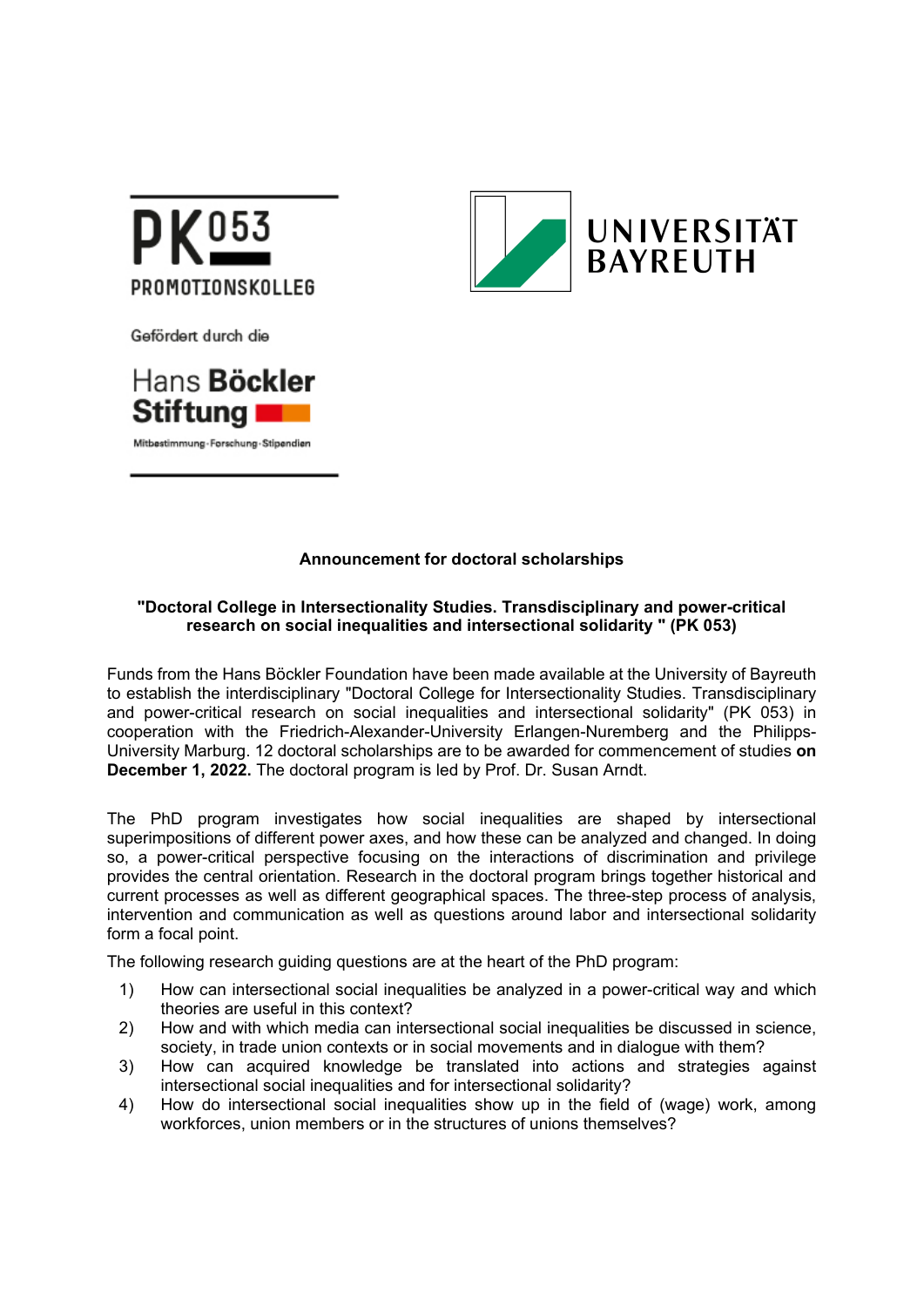PK 053

PROMOTIONSKOLLEG

Gefördert durch die

Hans Böckler Stiftung

Mitbestimmung · Forschung · Stipendien

UNIVERSITÄT BAYREUTH

## Announcement for doctoral scholarships

### "Doctoral College in Intersectionality Studies. Transdisciplinary and power-critical research on social inequalities and intersectional solidarity " (PK 053)

Funds from the Hans Böckler Foundation have been made available at the University of Bayreuth to establish the interdisciplinary "Doctoral College for Intersectionality Studies. Transdisciplinary and power-critical research on social inequalities and intersectional solidarity" (PK 053) in cooperation with the Friedrich-Alexander-University Erlangen-Nuremberg and the Philipps-University Marburg. 12 doctoral scholarships are to be awarded for commencement of studies **on December 1, 2022.** The doctoral program is led by Prof. Dr. Susan Arndt.

The PhD program investigates how social inequalities are shaped by intersectional superimpositions of different power axes, and how these can be analyzed and changed. In doing so, a power-critical perspective focusing on the interactions of discrimination and privilege provides the central orientation. Research in the doctoral program brings together historical and current processes as well as different geographical spaces. The three-step process of analysis, intervention and communication as well as questions around labor and intersectional solidarity form a focal point.

The following research guiding questions are at the heart of the PhD program:

1) How can intersectional social inequalities be analyzed in a power-critical way and which theories are useful in this context?
2) How and with which media can intersectional social inequalities be discussed in science, society, in trade union contexts or in social movements and in dialogue with them?
3) How can acquired knowledge be translated into actions and strategies against intersectional social inequalities and for intersectional solidarity?
4) How do intersectional social inequalities show up in the field of (wage) work, among workforces, union members or in the structures of unions themselves?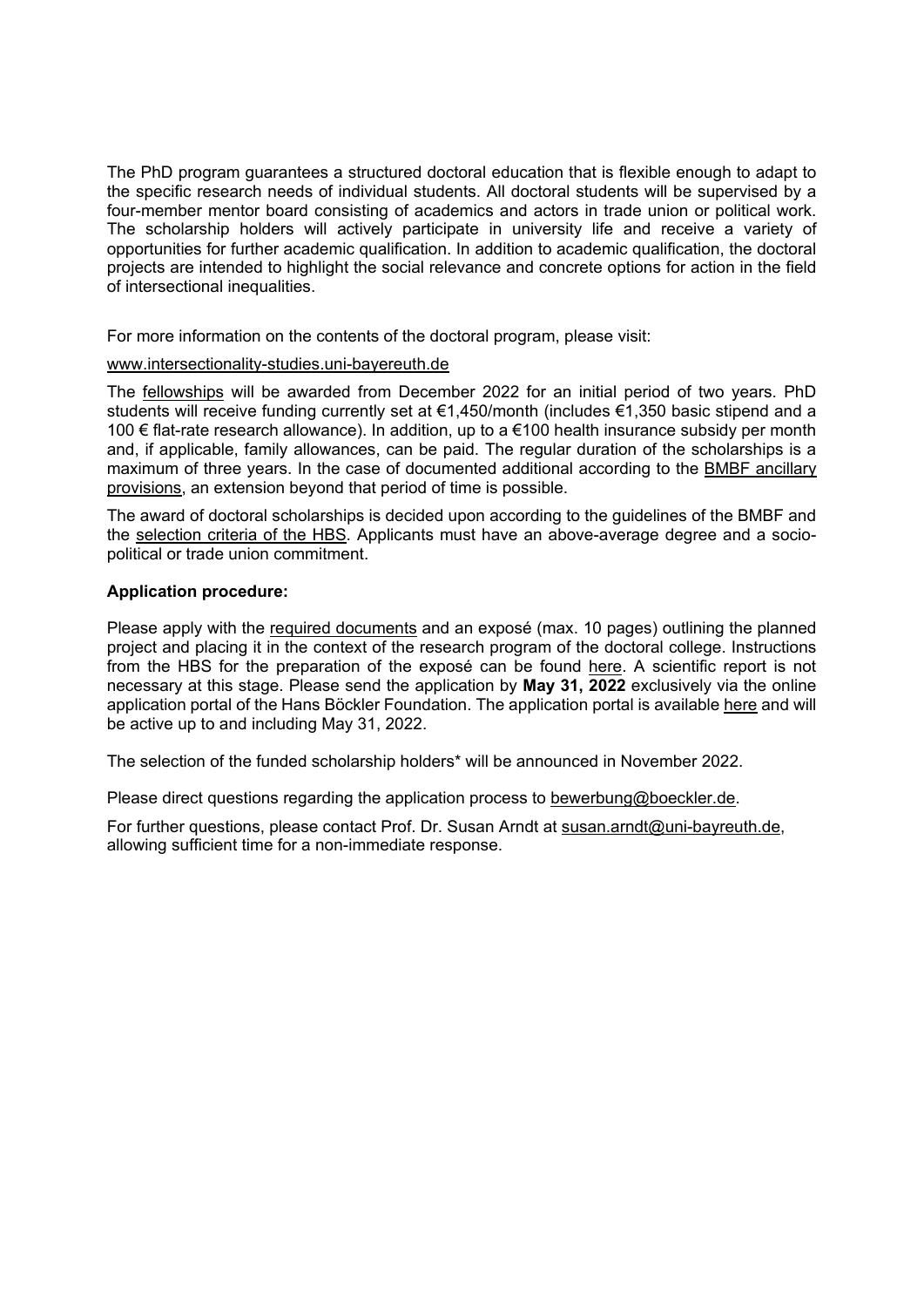The PhD program guarantees a structured doctoral education that is flexible enough to adapt to the specific research needs of individual students. All doctoral students will be supervised by a four-member mentor board consisting of academics and actors in trade union or political work. The scholarship holders will actively participate in university life and receive a variety of opportunities for further academic qualification. In addition to academic qualification, the doctoral projects are intended to highlight the social relevance and concrete options for action in the field of intersectional inequalities.

For more information on the contents of the doctoral program, please visit:

www.intersectionality-studies.uni-bayereuth.de

The fellowships will be awarded from December 2022 for an initial period of two years. PhD students will receive funding currently set at €1,450/month (includes €1,350 basic stipend and a 100 € flat-rate research allowance). In addition, up to a €100 health insurance subsidy per month and, if applicable, family allowances, can be paid. The regular duration of the scholarships is a maximum of three years. In the case of documented additional according to the BMBF ancillary provisions, an extension beyond that period of time is possible.

The award of doctoral scholarships is decided upon according to the guidelines of the BMBF and the selection criteria of the HBS. Applicants must have an above-average degree and a socio-political or trade union commitment.

**Application procedure:**

Please apply with the required documents and an exposé (max. 10 pages) outlining the planned project and placing it in the context of the research program of the doctoral college. Instructions from the HBS for the preparation of the exposé can be found here. A scientific report is not necessary at this stage. Please send the application by **May 31, 2022** exclusively via the online application portal of the Hans Böckler Foundation. The application portal is available here and will be active up to and including May 31, 2022.

The selection of the funded scholarship holders* will be announced in November 2022.

Please direct questions regarding the application process to bewerbung@boeckler.de.

For further questions, please contact Prof. Dr. Susan Arndt at susan.arndt@uni-bayreuth.de, allowing sufficient time for a non-immediate response.